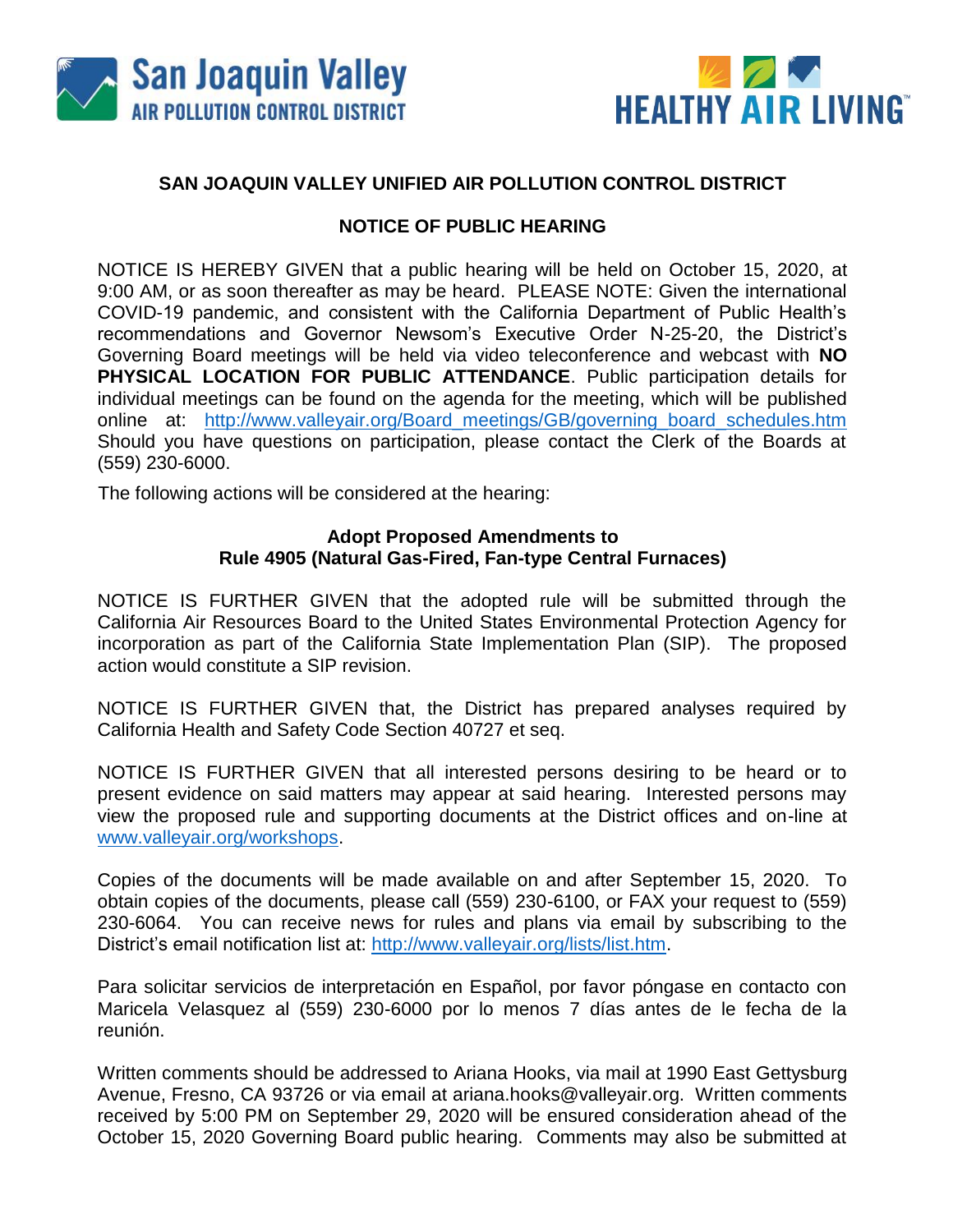San Joaquin Valley
AIR POLLUTION CONTROL DISTRICT

HEALTHY AIR LIVING

## SAN JOAQUIN VALLEY UNIFIED AIR POLLUTION CONTROL DISTRICT

## NOTICE OF PUBLIC HEARING

NOTICE IS HEREBY GIVEN that a public hearing will be held on October 15, 2020, at 9:00 AM, or as soon thereafter as may be heard. PLEASE NOTE: Given the international COVID-19 pandemic, and consistent with the California Department of Public Health's recommendations and Governor Newsom's Executive Order N-25-20, the District's Governing Board meetings will be held via video teleconference and webcast with **NO PHYSICAL LOCATION FOR PUBLIC ATTENDANCE**. Public participation details for individual meetings can be found on the agenda for the meeting, which will be published online at: http://www.valleyair.org/Board_meetings/GB/governing_board_schedules.htm Should you have questions on participation, please contact the Clerk of the Boards at (559) 230-6000.

The following actions will be considered at the hearing:

**Adopt Proposed Amendments to**
**Rule 4905 (Natural Gas-Fired, Fan-type Central Furnaces)**

NOTICE IS FURTHER GIVEN that the adopted rule will be submitted through the California Air Resources Board to the United States Environmental Protection Agency for incorporation as part of the California State Implementation Plan (SIP). The proposed action would constitute a SIP revision.

NOTICE IS FURTHER GIVEN that, the District has prepared analyses required by California Health and Safety Code Section 40727 et seq.

NOTICE IS FURTHER GIVEN that all interested persons desiring to be heard or to present evidence on said matters may appear at said hearing. Interested persons may view the proposed rule and supporting documents at the District offices and on-line at www.valleyair.org/workshops.

Copies of the documents will be made available on and after September 15, 2020. To obtain copies of the documents, please call (559) 230-6100, or FAX your request to (559) 230-6064. You can receive news for rules and plans via email by subscribing to the District's email notification list at: http://www.valleyair.org/lists/list.htm.

Para solicitar servicios de interpretación en Español, por favor póngase en contacto con Maricela Velasquez al (559) 230-6000 por lo menos 7 días antes de le fecha de la reunión.

Written comments should be addressed to Ariana Hooks, via mail at 1990 East Gettysburg Avenue, Fresno, CA 93726 or via email at ariana.hooks@valleyair.org. Written comments received by 5:00 PM on September 29, 2020 will be ensured consideration ahead of the October 15, 2020 Governing Board public hearing. Comments may also be submitted at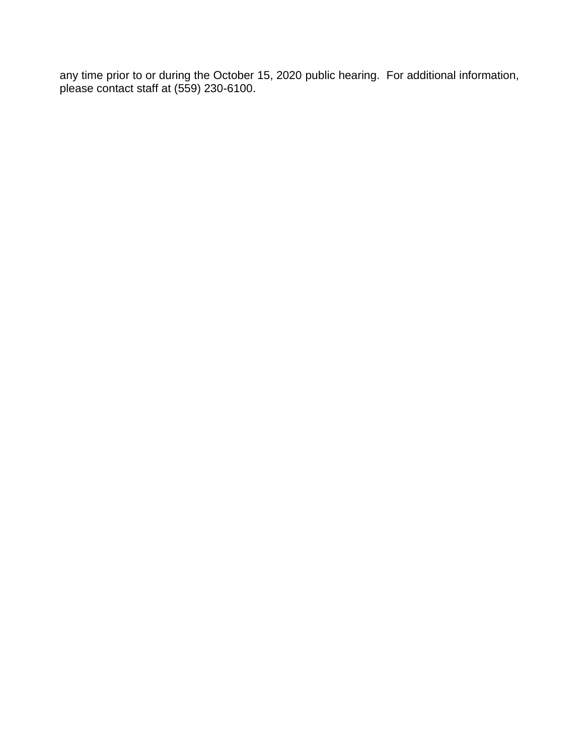any time prior to or during the October 15, 2020 public hearing. For additional information, please contact staff at (559) 230-6100.